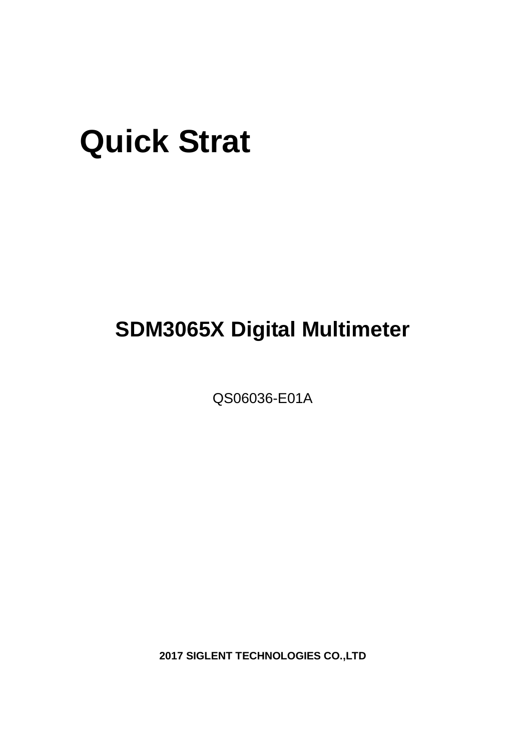# Quick Strat

## SDM3065X Digital Multimeter

QS06036-E01A

**2017 SIGLENT TECHNOLOGIES CO.,LTD**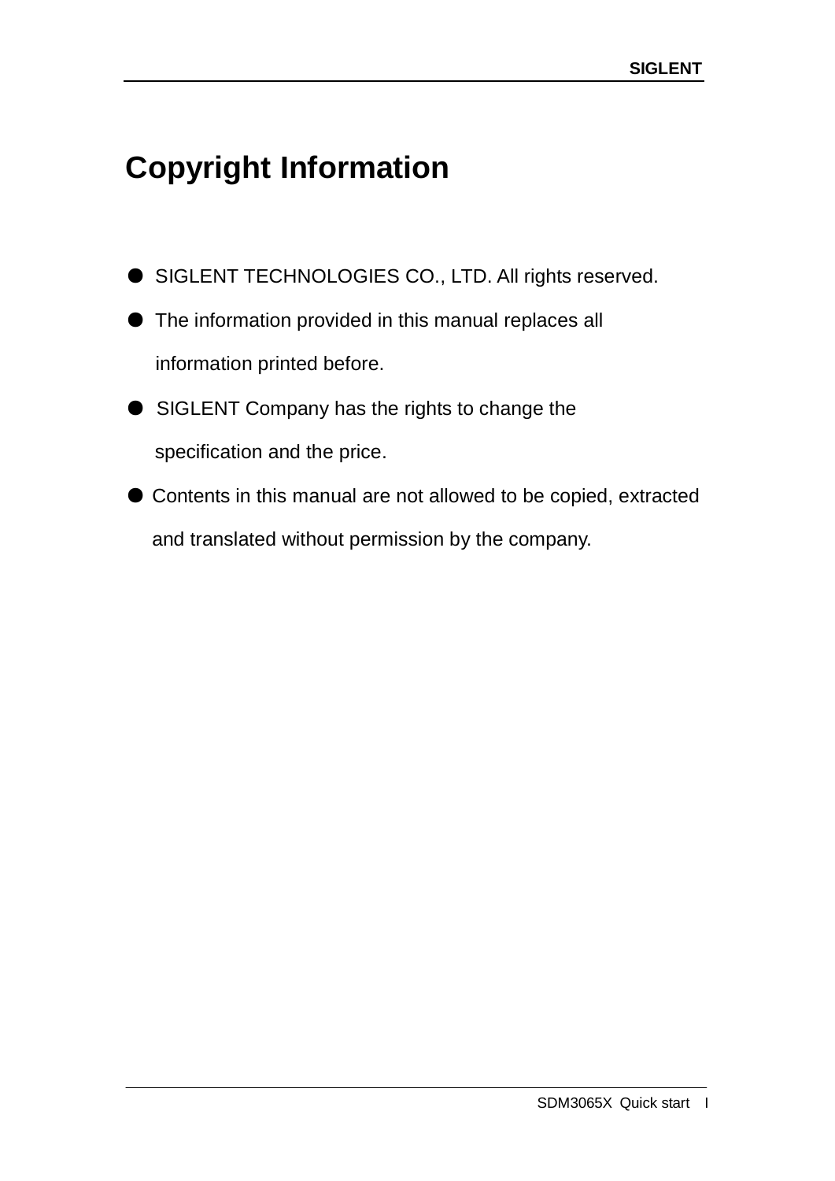# Copyright Information

- SIGLENT TECHNOLOGIES CO., LTD. All rights reserved.
- The information provided in this manual replaces all information printed before.
- SIGLENT Company has the rights to change the specification and the price.
- Contents in this manual are not allowed to be copied, extracted and translated without permission by the company.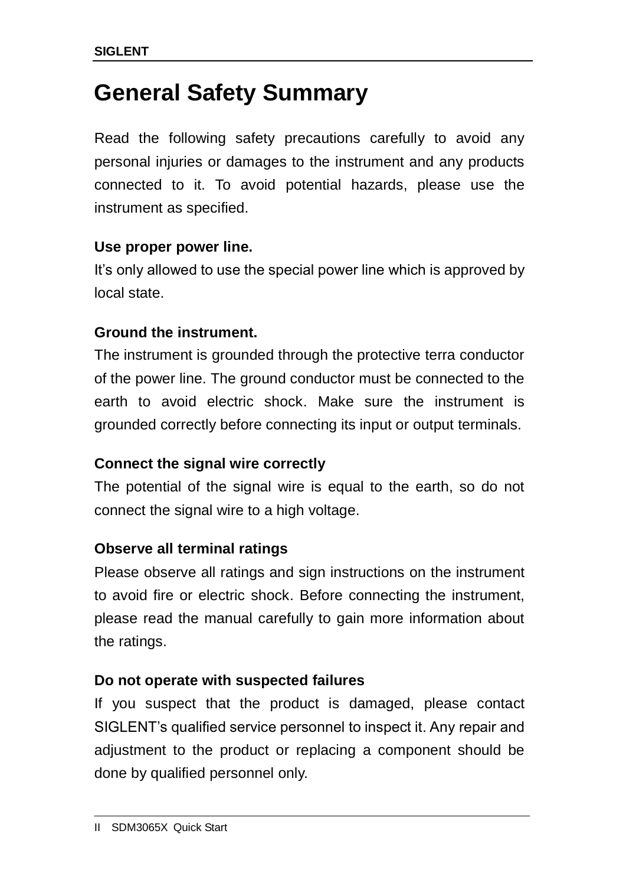# General Safety Summary

Read the following safety precautions carefully to avoid any personal injuries or damages to the instrument and any products connected to it. To avoid potential hazards, please use the instrument as specified.

**Use proper power line.**

It's only allowed to use the special power line which is approved by local state.

**Ground the instrument.**

The instrument is grounded through the protective terra conductor of the power line. The ground conductor must be connected to the earth to avoid electric shock. Make sure the instrument is grounded correctly before connecting its input or output terminals.

**Connect the signal wire correctly**

The potential of the signal wire is equal to the earth, so do not connect the signal wire to a high voltage.

**Observe all terminal ratings**

Please observe all ratings and sign instructions on the instrument to avoid fire or electric shock. Before connecting the instrument, please read the manual carefully to gain more information about the ratings.

**Do not operate with suspected failures**

If you suspect that the product is damaged, please contact SIGLENT's qualified service personnel to inspect it. Any repair and adjustment to the product or replacing a component should be done by qualified personnel only.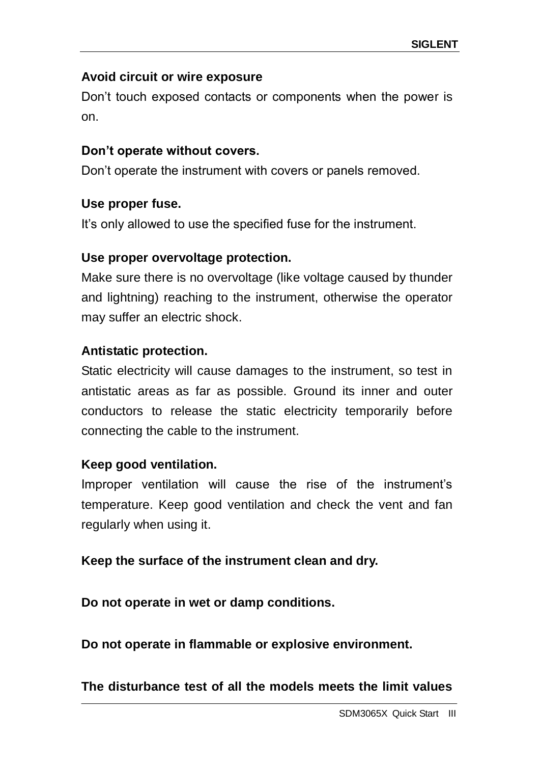**Avoid circuit or wire exposure**

Don’t touch exposed contacts or components when the power is on.

**Don’t operate without covers.**

Don’t operate the instrument with covers or panels removed.

**Use proper fuse.**

It’s only allowed to use the specified fuse for the instrument.

**Use proper overvoltage protection.**

Make sure there is no overvoltage (like voltage caused by thunder and lightning) reaching to the instrument, otherwise the operator may suffer an electric shock.

**Antistatic protection.**

Static electricity will cause damages to the instrument, so test in antistatic areas as far as possible. Ground its inner and outer conductors to release the static electricity temporarily before connecting the cable to the instrument.

**Keep good ventilation.**

Improper ventilation will cause the rise of the instrument’s temperature. Keep good ventilation and check the vent and fan regularly when using it.

**Keep the surface of the instrument clean and dry.**

**Do not operate in wet or damp conditions.**

**Do not operate in flammable or explosive environment.**

**The disturbance test of all the models meets the limit values**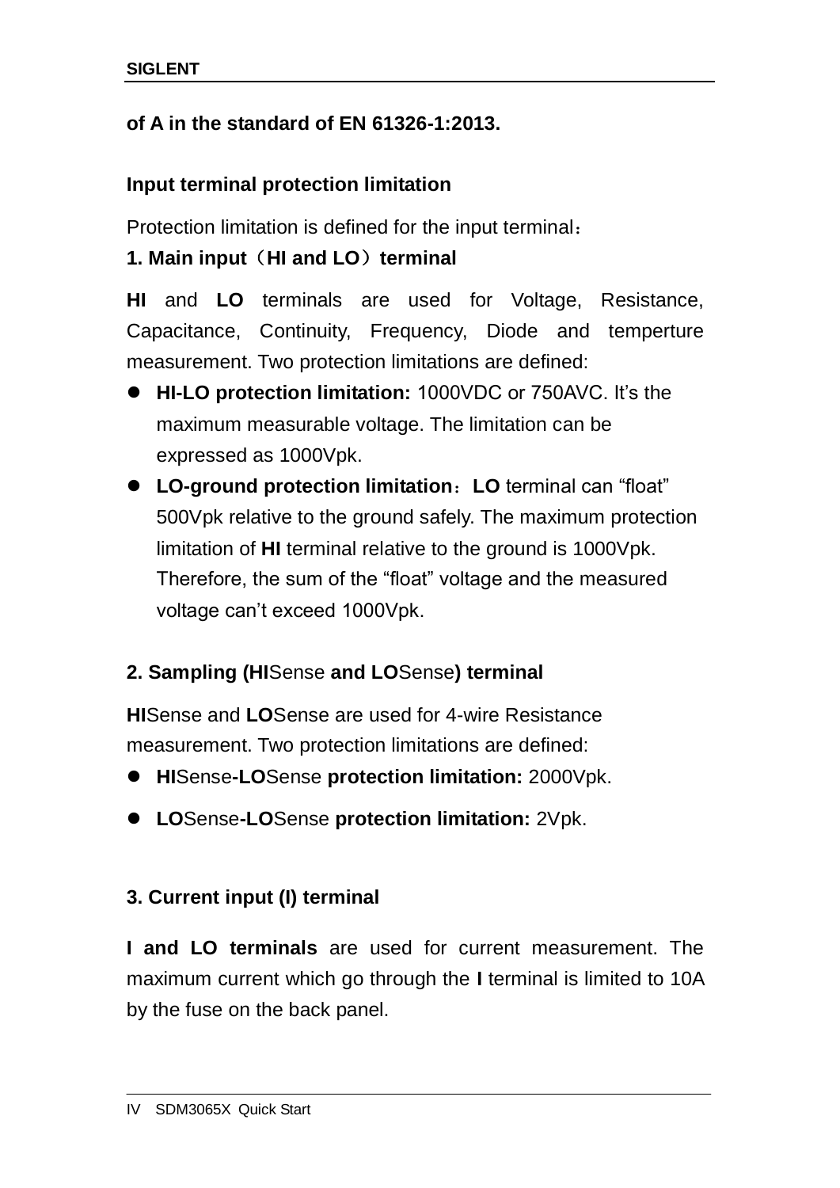**of A in the standard of EN 61326-1:2013.**

**Input terminal protection limitation**

Protection limitation is defined for the input terminal：

**1. Main input（HI and LO）terminal**

**HI** and **LO** terminals are used for Voltage, Resistance, Capacitance, Continuity, Frequency, Diode and temperture measurement. Two protection limitations are defined:

- **HI-LO protection limitation:** 1000VDC or 750AVC. It's the maximum measurable voltage. The limitation can be expressed as 1000Vpk.
- **LO-ground protection limitation**：**LO** terminal can "float" 500Vpk relative to the ground safely. The maximum protection limitation of **HI** terminal relative to the ground is 1000Vpk. Therefore, the sum of the "float" voltage and the measured voltage can't exceed 1000Vpk.

**2. Sampling (HI**Sense **and LO**Sense**) terminal**

**HI**Sense and **LO**Sense are used for 4-wire Resistance measurement. Two protection limitations are defined:

- **HI**Sense**-LO**Sense **protection limitation:** 2000Vpk.
- **LO**Sense**-LO**Sense **protection limitation:** 2Vpk.

**3. Current input (I) terminal**

**I and LO terminals** are used for current measurement. The maximum current which go through the **I** terminal is limited to 10A by the fuse on the back panel.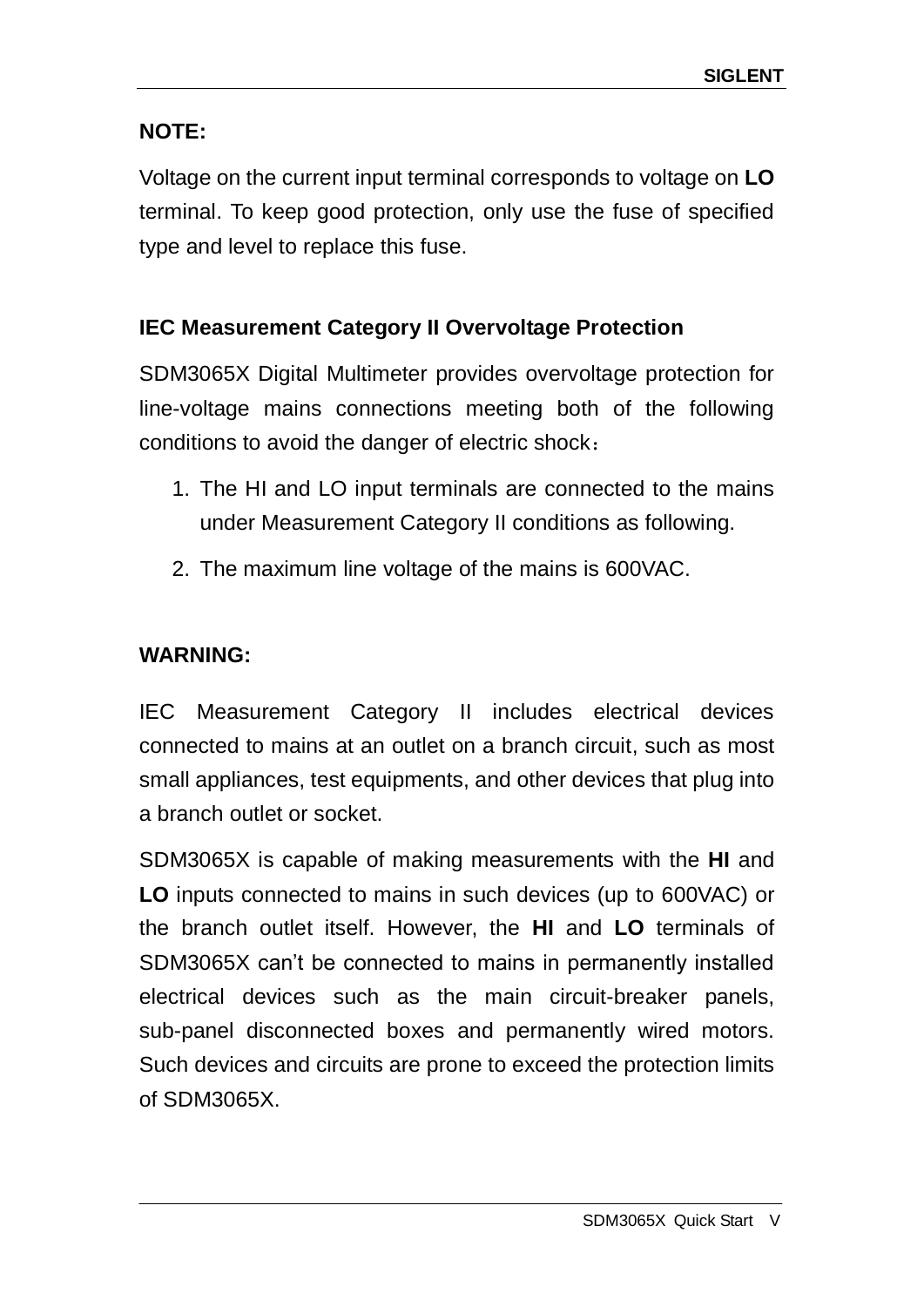**NOTE:**

Voltage on the current input terminal corresponds to voltage on **LO** terminal. To keep good protection, only use the fuse of specified type and level to replace this fuse.

**IEC Measurement Category II Overvoltage Protection**

SDM3065X Digital Multimeter provides overvoltage protection for line-voltage mains connections meeting both of the following conditions to avoid the danger of electric shock：

1. The HI and LO input terminals are connected to the mains under Measurement Category II conditions as following.
2. The maximum line voltage of the mains is 600VAC.

**WARNING:**

IEC Measurement Category II includes electrical devices connected to mains at an outlet on a branch circuit, such as most small appliances, test equipments, and other devices that plug into a branch outlet or socket.

SDM3065X is capable of making measurements with the **HI** and **LO** inputs connected to mains in such devices (up to 600VAC) or the branch outlet itself. However, the **HI** and **LO** terminals of SDM3065X can't be connected to mains in permanently installed electrical devices such as the main circuit-breaker panels, sub-panel disconnected boxes and permanently wired motors. Such devices and circuits are prone to exceed the protection limits of SDM3065X.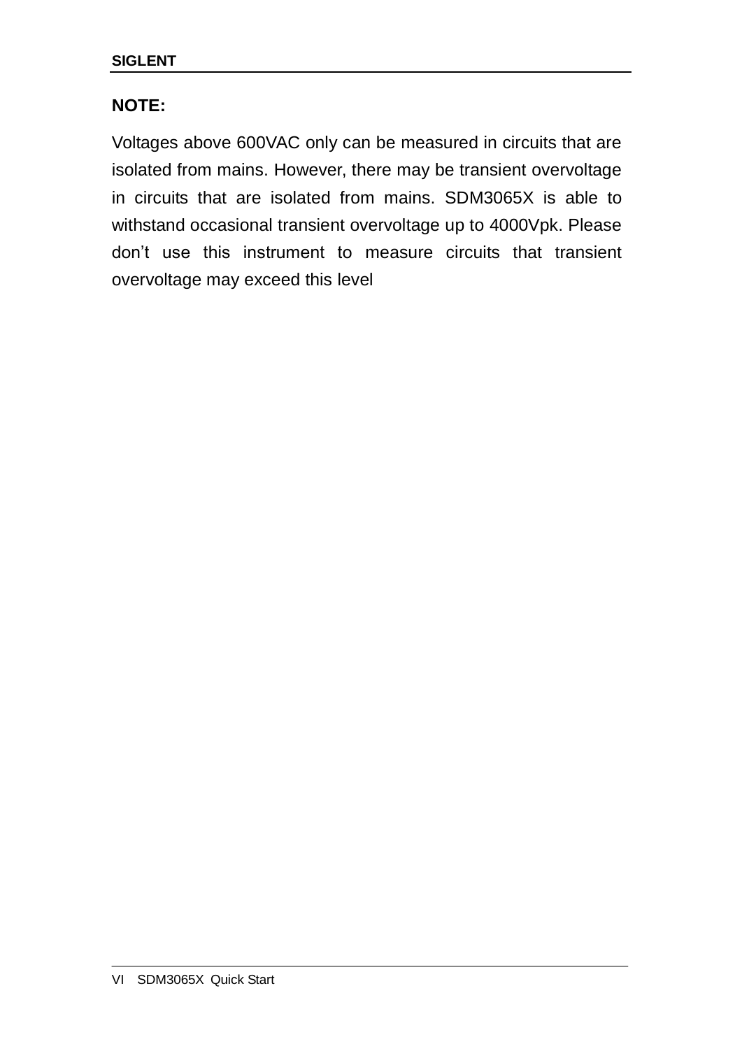**NOTE:**

Voltages above 600VAC only can be measured in circuits that are isolated from mains. However, there may be transient overvoltage in circuits that are isolated from mains. SDM3065X is able to withstand occasional transient overvoltage up to 4000Vpk. Please don't use this instrument to measure circuits that transient overvoltage may exceed this level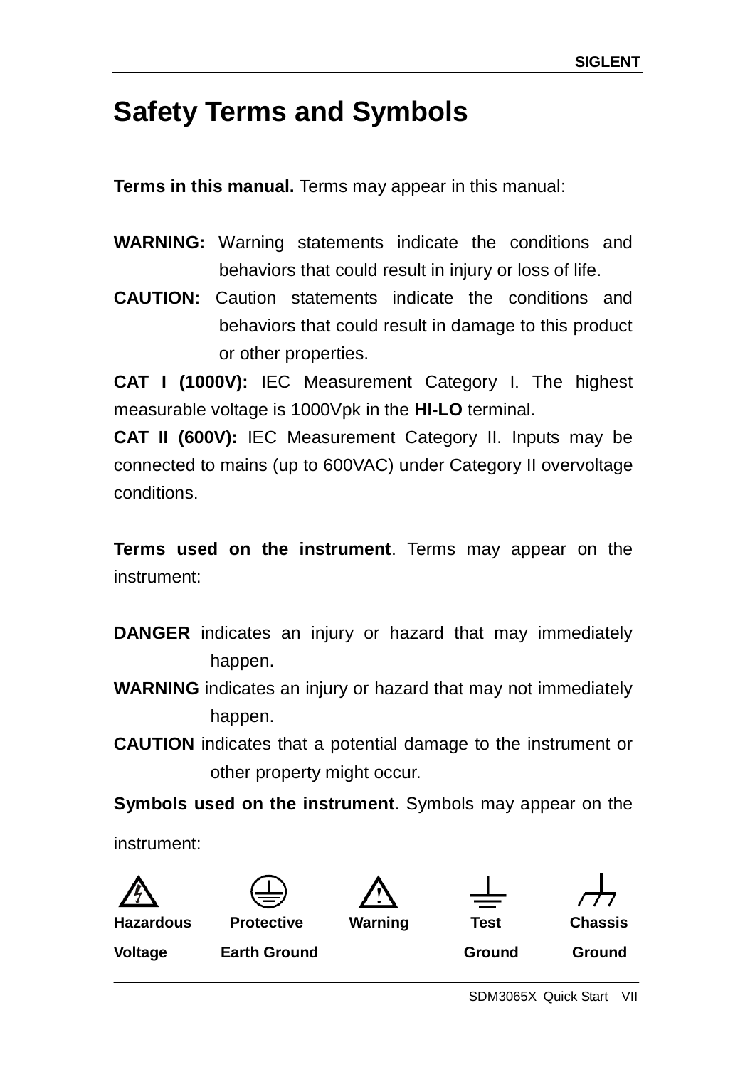# Safety Terms and Symbols

**Terms in this manual.** Terms may appear in this manual:

**WARNING:** Warning statements indicate the conditions and behaviors that could result in injury or loss of life.

**CAUTION:** Caution statements indicate the conditions and behaviors that could result in damage to this product or other properties.

**CAT I (1000V):** IEC Measurement Category I. The highest measurable voltage is 1000Vpk in the **HI-LO** terminal.

**CAT II (600V):** IEC Measurement Category II. Inputs may be connected to mains (up to 600VAC) under Category II overvoltage conditions.

**Terms used on the instrument**. Terms may appear on the instrument:

**DANGER** indicates an injury or hazard that may immediately happen.

**WARNING** indicates an injury or hazard that may not immediately happen.

**CAUTION** indicates that a potential damage to the instrument or other property might occur.

**Symbols used on the instrument**. Symbols may appear on the instrument:

| Hazardous Voltage | Protective Earth Ground | Warning | Test Ground | Chassis Ground |
|---|---|---|---|---|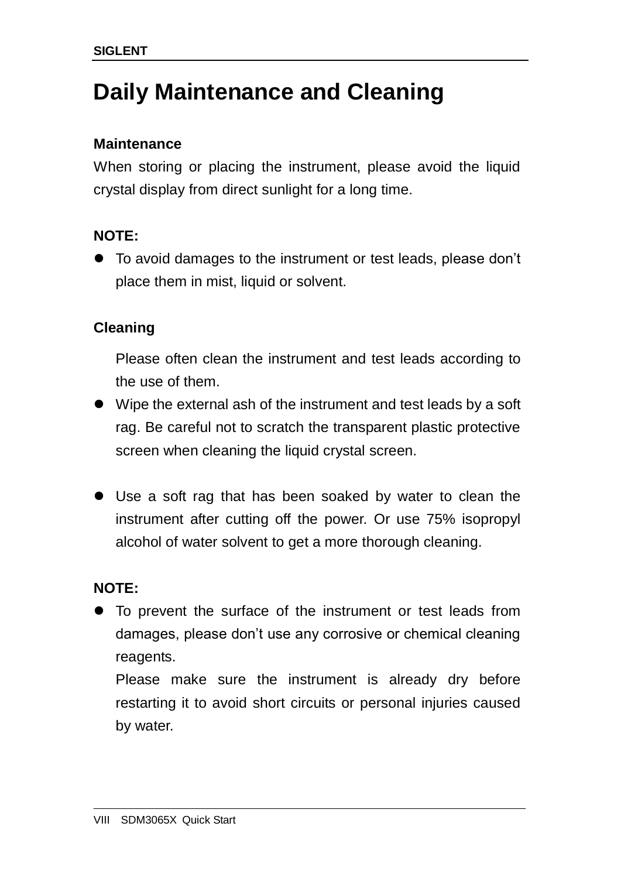# Daily Maintenance and Cleaning

**Maintenance**

When storing or placing the instrument, please avoid the liquid crystal display from direct sunlight for a long time.

**NOTE:**

- To avoid damages to the instrument or test leads, please don't place them in mist, liquid or solvent.

**Cleaning**

Please often clean the instrument and test leads according to the use of them.

- Wipe the external ash of the instrument and test leads by a soft rag. Be careful not to scratch the transparent plastic protective screen when cleaning the liquid crystal screen.

- Use a soft rag that has been soaked by water to clean the instrument after cutting off the power. Or use 75% isopropyl alcohol of water solvent to get a more thorough cleaning.

**NOTE:**

- To prevent the surface of the instrument or test leads from damages, please don't use any corrosive or chemical cleaning reagents.

  Please make sure the instrument is already dry before restarting it to avoid short circuits or personal injuries caused by water.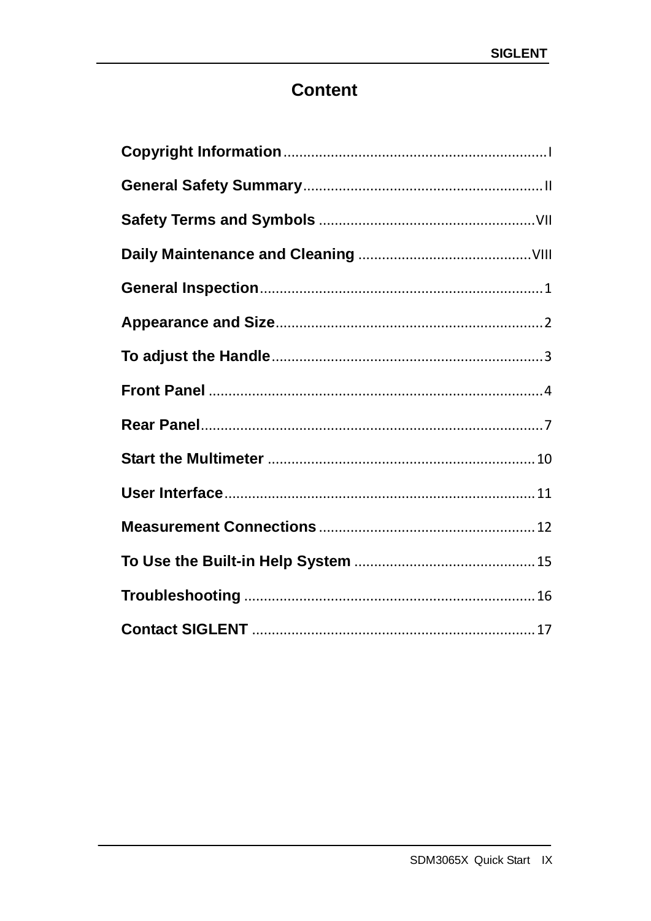# Content

**Copyright Information** ................................................................ I

**General Safety Summary** ........................................................ II

**Safety Terms and Symbols** ...................................................... VII

**Daily Maintenance and Cleaning** ........................................... VIII

**General Inspection** ...................................................................... 1

**Appearance and Size** ................................................................... 2

**To adjust the Handle** .................................................................... 3

**Front Panel** ..................................................................................... 4

**Rear Panel** ....................................................................................... 7

**Start the Multimeter** ................................................................... 10

**User Interface** .............................................................................. 11

**Measurement Connections** ...................................................... 12

**To Use the Built-in Help System** ............................................. 15

**Troubleshooting** ......................................................................... 16

**Contact SIGLENT** ......................................................................... 17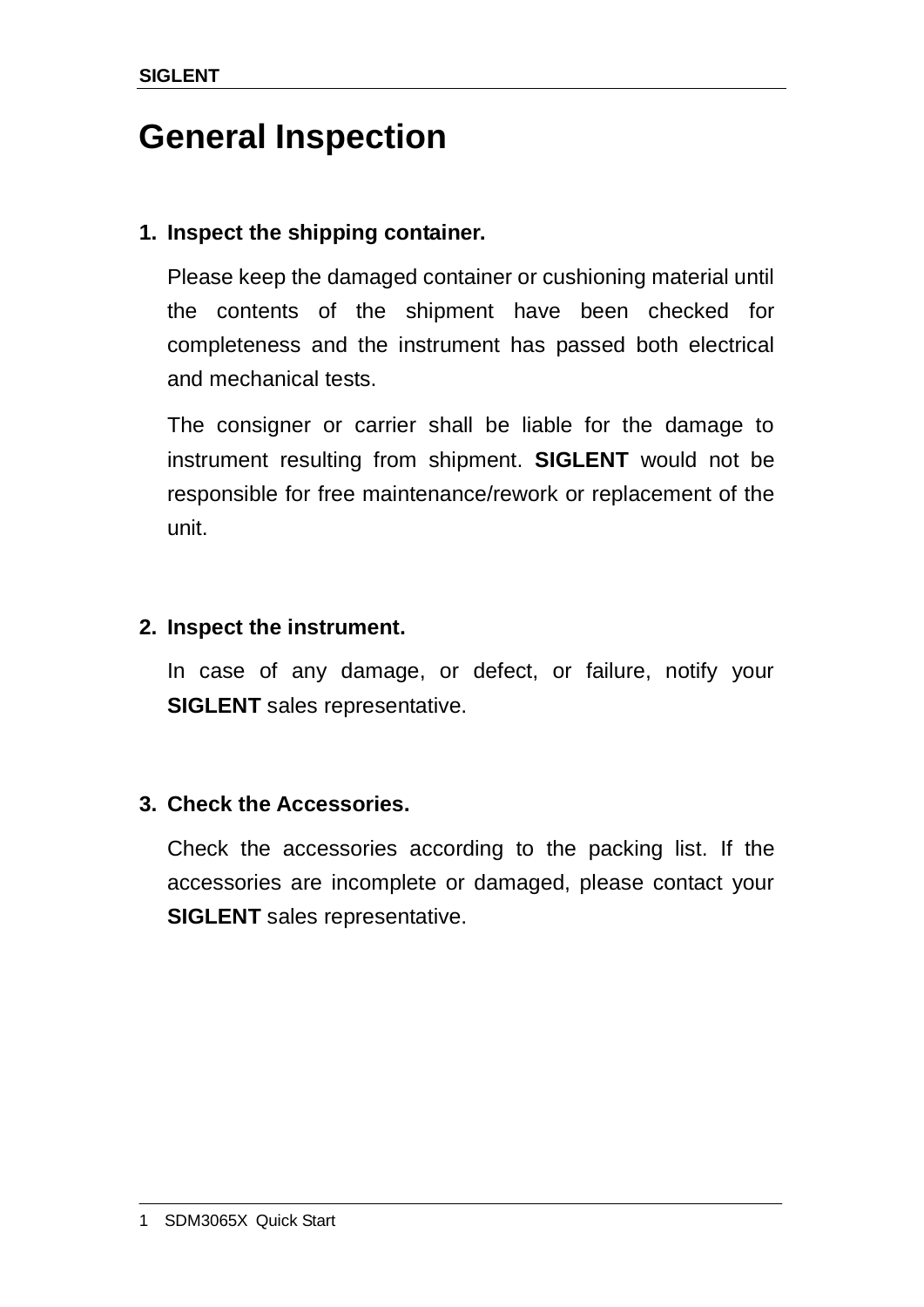# General Inspection

1. **Inspect the shipping container.**

   Please keep the damaged container or cushioning material until the contents of the shipment have been checked for completeness and the instrument has passed both electrical and mechanical tests.

   The consigner or carrier shall be liable for the damage to instrument resulting from shipment. **SIGLENT** would not be responsible for free maintenance/rework or replacement of the unit.

2. **Inspect the instrument.**

   In case of any damage, or defect, or failure, notify your **SIGLENT** sales representative.

3. **Check the Accessories.**

   Check the accessories according to the packing list. If the accessories are incomplete or damaged, please contact your **SIGLENT** sales representative.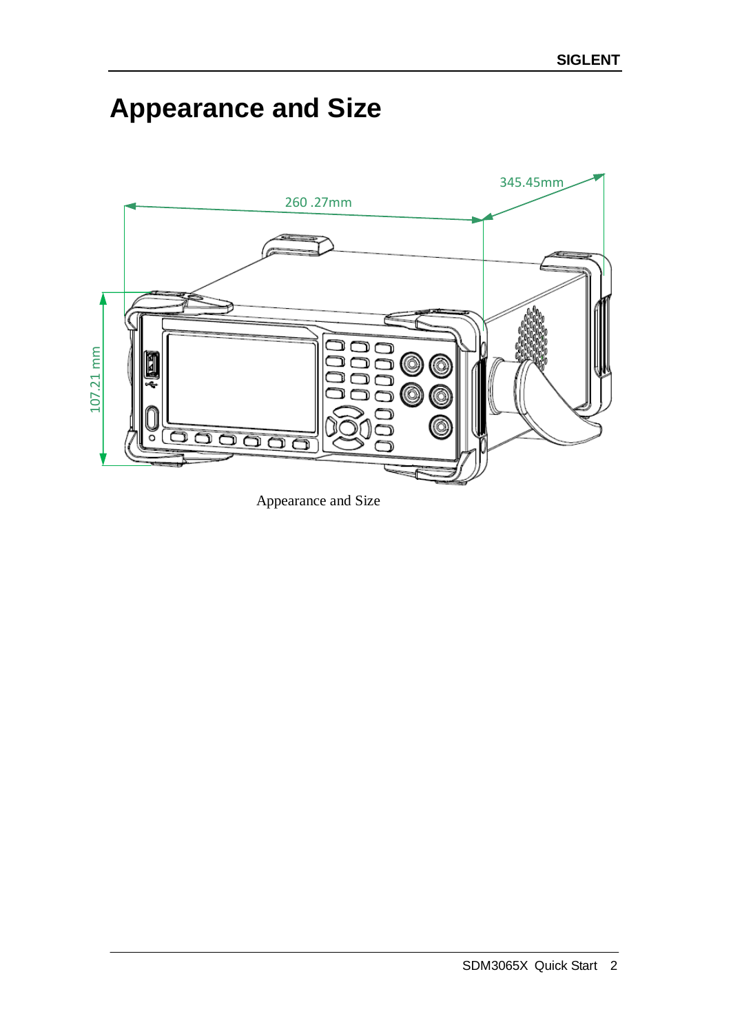# Appearance and Size

Appearance and Size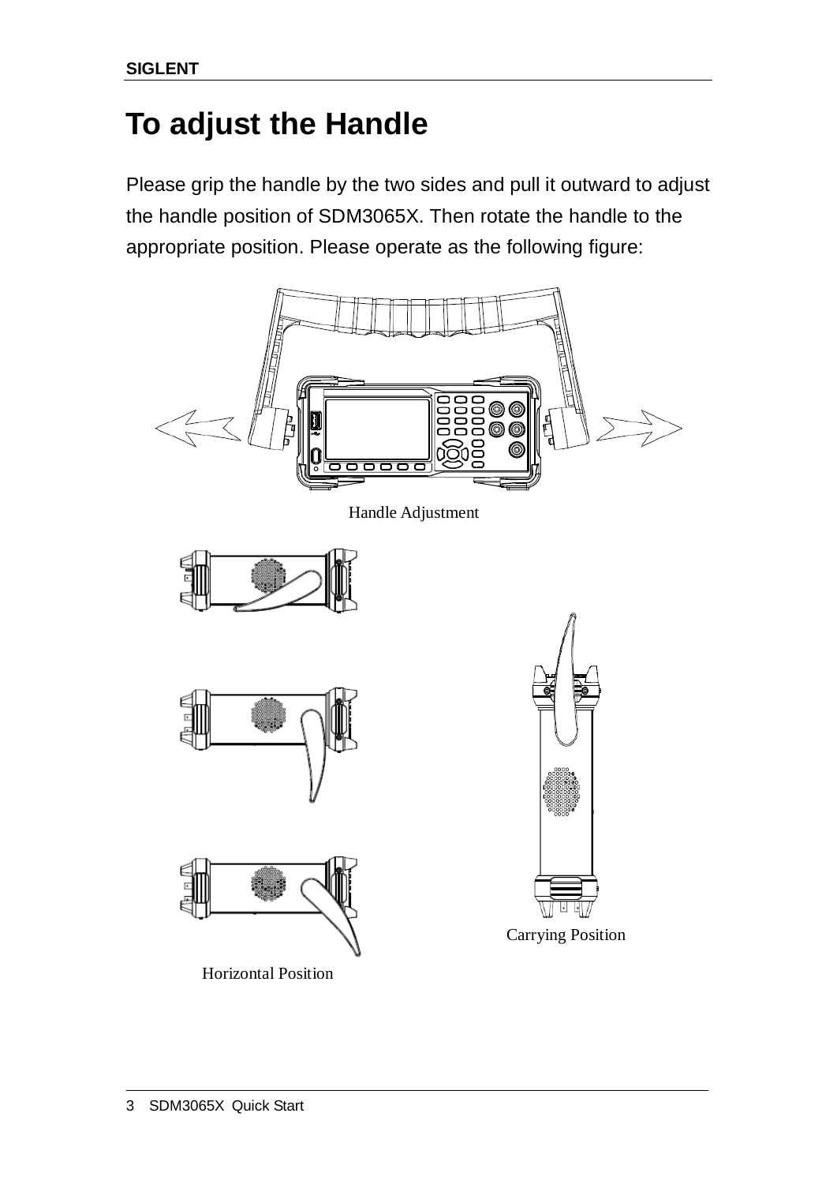# To adjust the Handle

Please grip the handle by the two sides and pull it outward to adjust the handle position of SDM3065X. Then rotate the handle to the appropriate position. Please operate as the following figure:

Handle Adjustment

Horizontal Position

Carrying Position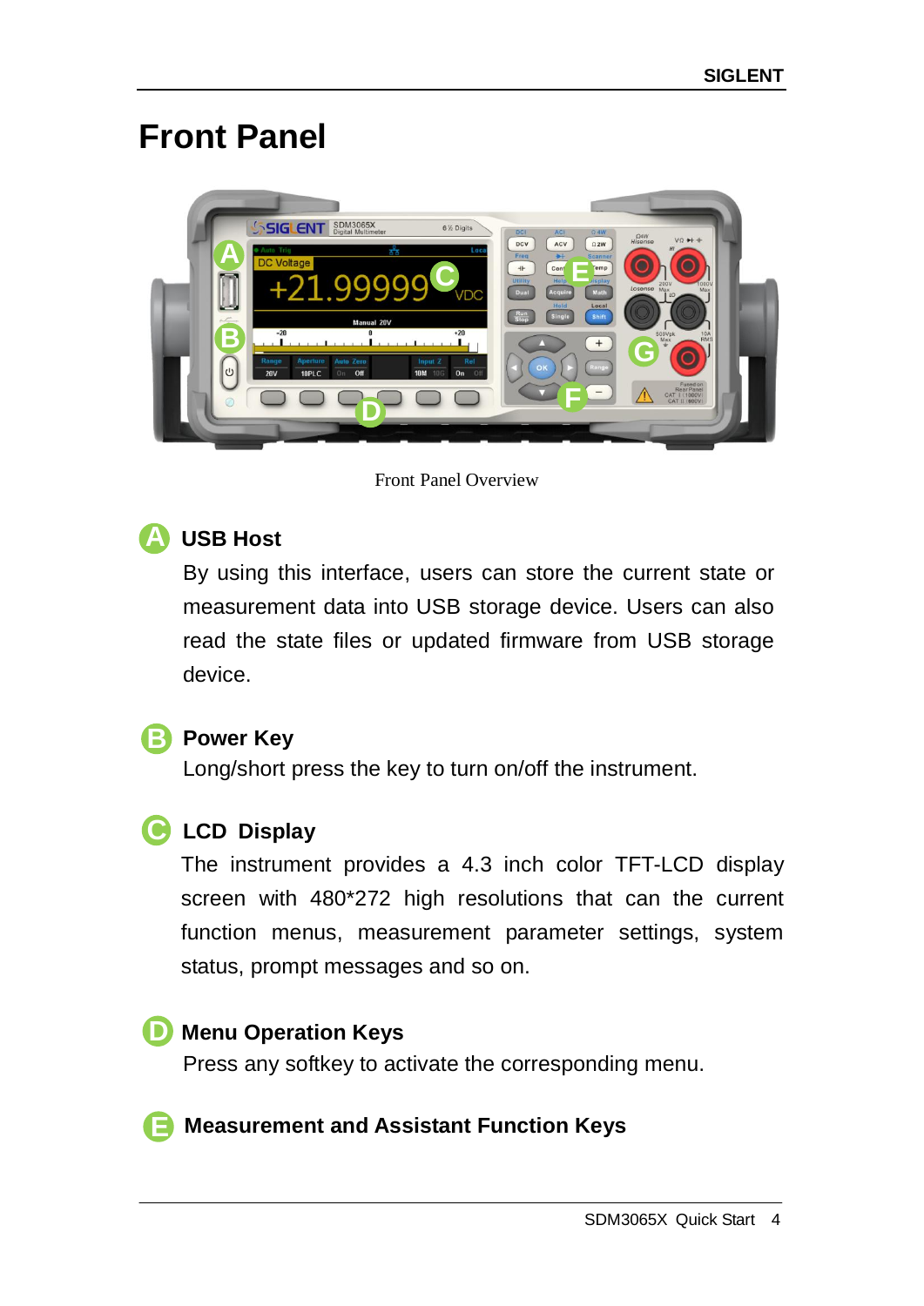# Front Panel

Front Panel Overview

### A USB Host

By using this interface, users can store the current state or measurement data into USB storage device. Users can also read the state files or updated firmware from USB storage device.

### B Power Key

Long/short press the key to turn on/off the instrument.

### C LCD Display

The instrument provides a 4.3 inch color TFT-LCD display screen with 480*272 high resolutions that can the current function menus, measurement parameter settings, system status, prompt messages and so on.

### D Menu Operation Keys

Press any softkey to activate the corresponding menu.

### E Measurement and Assistant Function Keys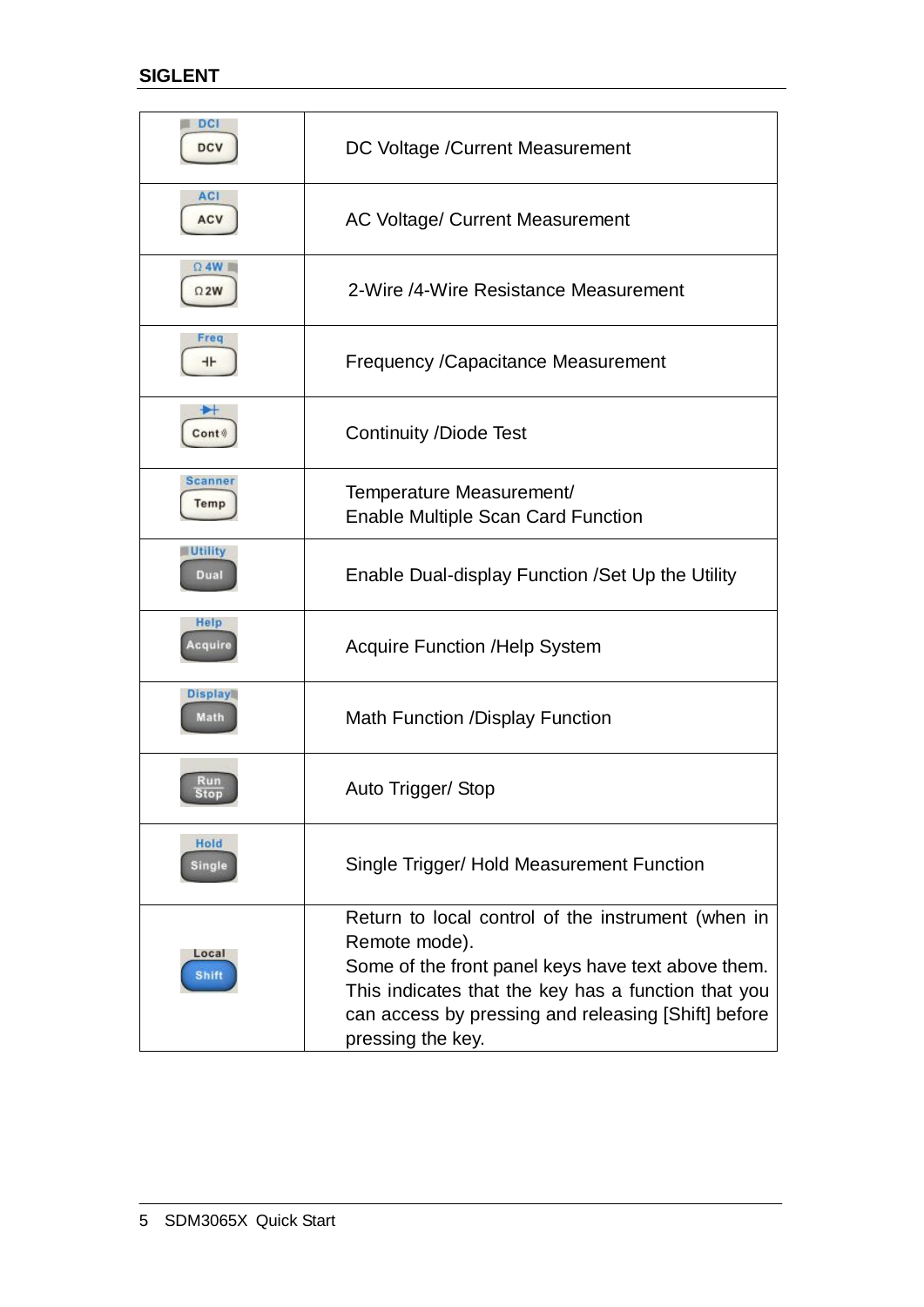| Key | Function |
|---|---|
| DCI / DCV | DC Voltage /Current Measurement |
| ACI / ACV | AC Voltage/ Current Measurement |
| Ω 4W / Ω 2W | 2-Wire /4-Wire Resistance Measurement |
| Freq / ⊣⊢ | Frequency /Capacitance Measurement |
| Diode / Cont | Continuity /Diode Test |
| Scanner / Temp | Temperature Measurement/ Enable Multiple Scan Card Function |
| Utility / Dual | Enable Dual-display Function /Set Up the Utility |
| Help / Acquire | Acquire Function /Help System |
| Display / Math | Math Function /Display Function |
| Run Stop | Auto Trigger/ Stop |
| Hold / Single | Single Trigger/ Hold Measurement Function |
| Local / Shift | Return to local control of the instrument (when in Remote mode). Some of the front panel keys have text above them. This indicates that the key has a function that you can access by pressing and releasing [Shift] before pressing the key. |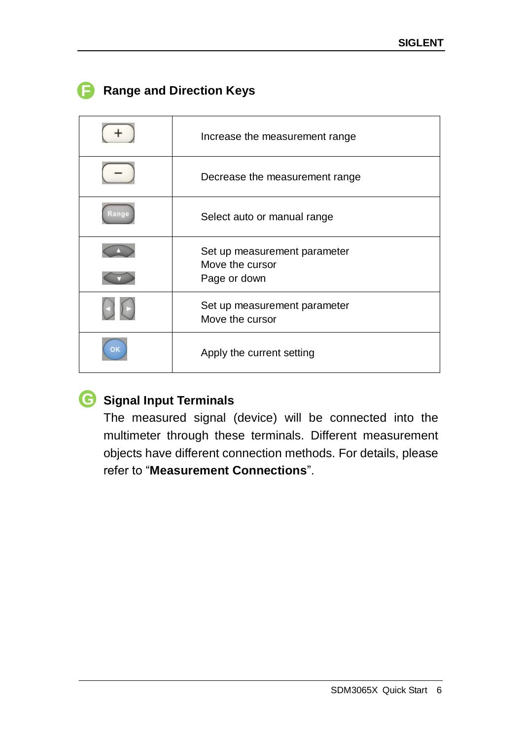## F Range and Direction Keys

| Key | Function |
|---|---|
| + | Increase the measurement range |
| − | Decrease the measurement range |
| Range | Select auto or manual range |
| ▲ ▼ | Set up measurement parameter<br>Move the cursor<br>Page or down |
| ◄ ► | Set up measurement parameter<br>Move the cursor |
| OK | Apply the current setting |

## G Signal Input Terminals

The measured signal (device) will be connected into the multimeter through these terminals. Different measurement objects have different connection methods. For details, please refer to "**Measurement Connections**".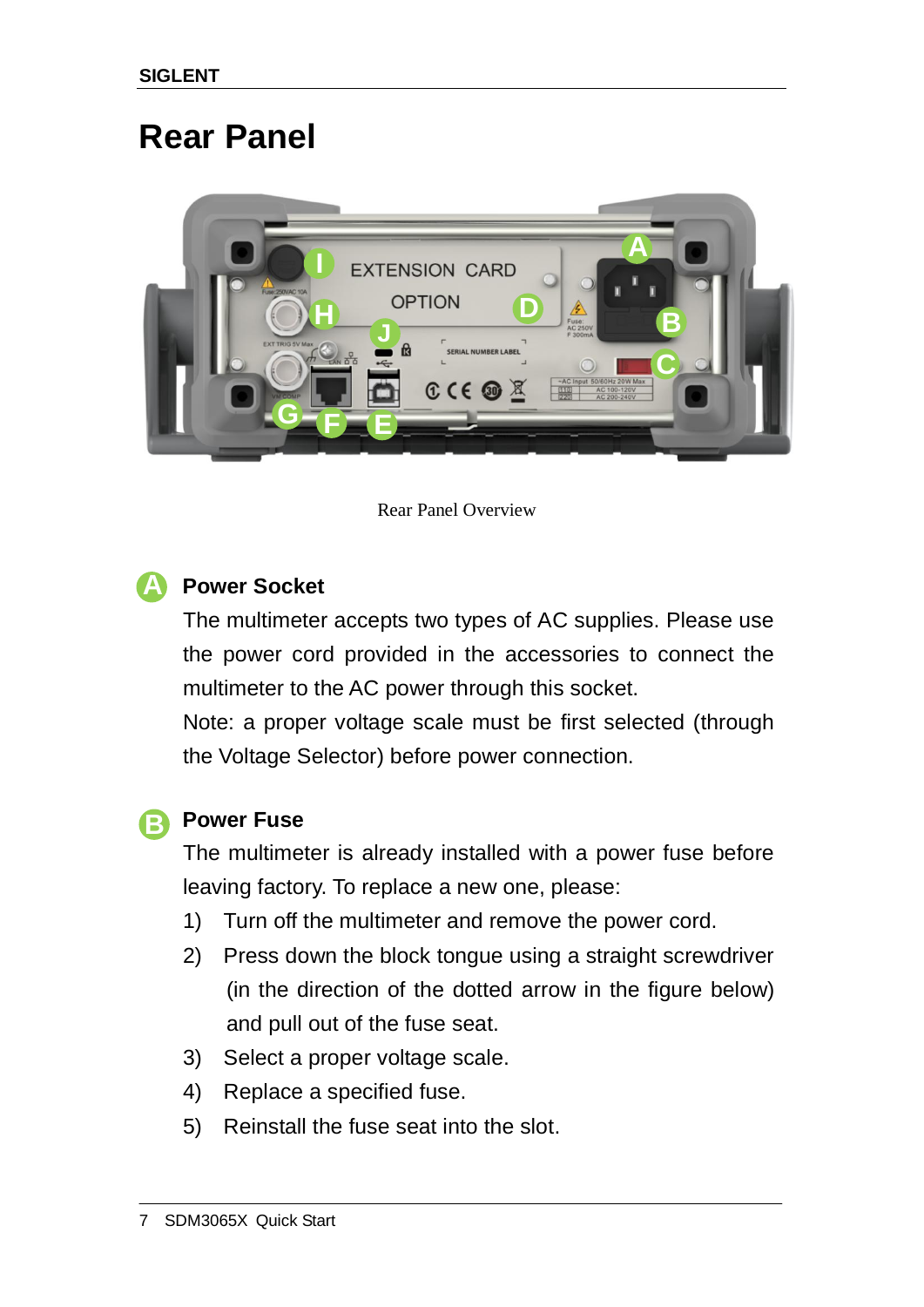# Rear Panel

Rear Panel Overview

**A** **Power Socket**

The multimeter accepts two types of AC supplies. Please use the power cord provided in the accessories to connect the multimeter to the AC power through this socket.

Note: a proper voltage scale must be first selected (through the Voltage Selector) before power connection.

**B** **Power Fuse**

The multimeter is already installed with a power fuse before leaving factory. To replace a new one, please:

1) Turn off the multimeter and remove the power cord.
2) Press down the block tongue using a straight screwdriver (in the direction of the dotted arrow in the figure below) and pull out of the fuse seat.
3) Select a proper voltage scale.
4) Replace a specified fuse.
5) Reinstall the fuse seat into the slot.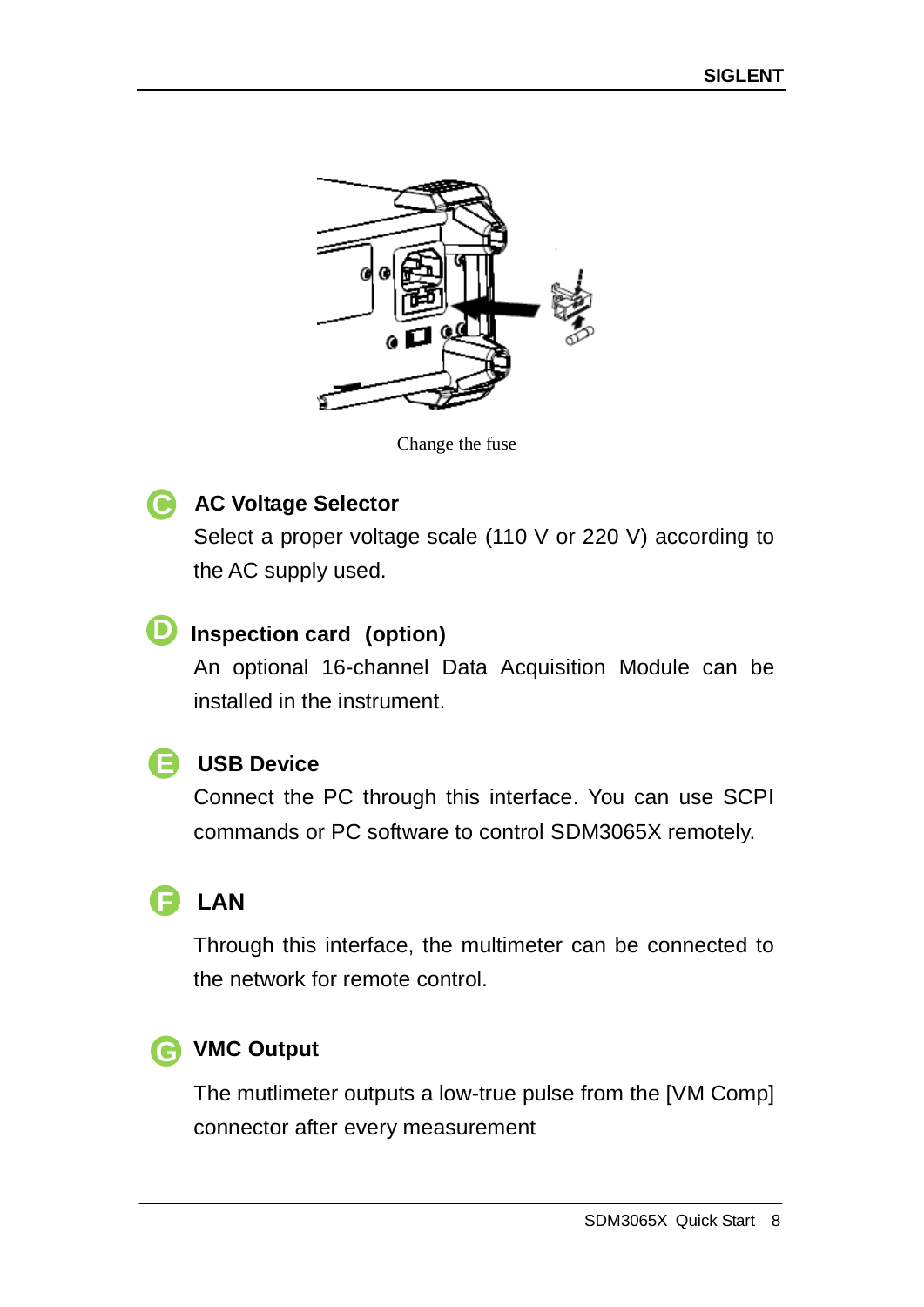Change the fuse

**C** **AC Voltage Selector**

Select a proper voltage scale (110 V or 220 V) according to the AC supply used.

**D** **Inspection card (option)**

An optional 16-channel Data Acquisition Module can be installed in the instrument.

**E** **USB Device**

Connect the PC through this interface. You can use SCPI commands or PC software to control SDM3065X remotely.

**F** **LAN**

Through this interface, the multimeter can be connected to the network for remote control.

**G** **VMC Output**

The mutlimeter outputs a low-true pulse from the [VM Comp] connector after every measurement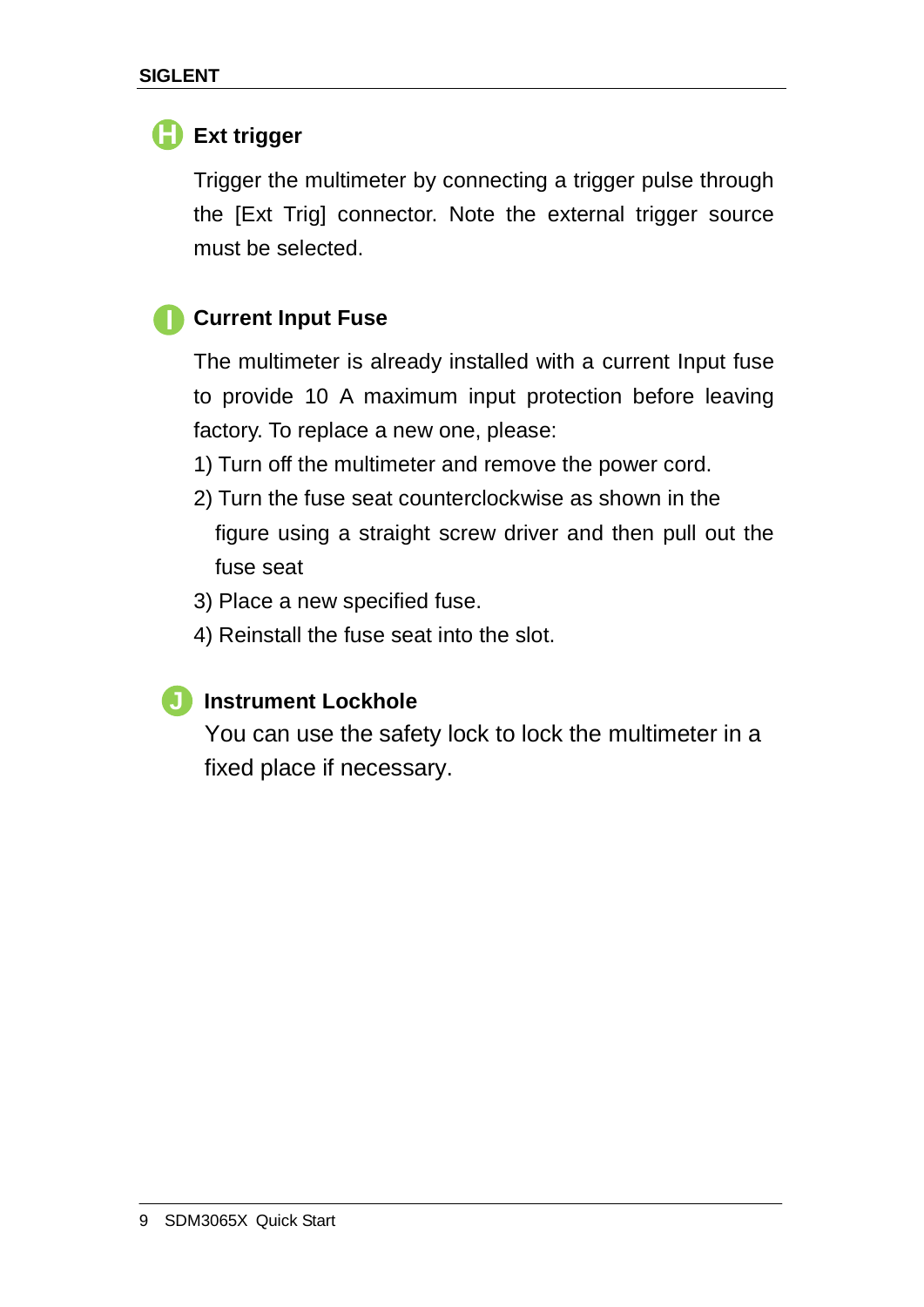### H Ext trigger

Trigger the multimeter by connecting a trigger pulse through the [Ext Trig] connector. Note the external trigger source must be selected.

### I Current Input Fuse

The multimeter is already installed with a current Input fuse to provide 10 A maximum input protection before leaving factory. To replace a new one, please:

1) Turn off the multimeter and remove the power cord.
2) Turn the fuse seat counterclockwise as shown in the figure using a straight screw driver and then pull out the fuse seat
3) Place a new specified fuse.
4) Reinstall the fuse seat into the slot.

### J Instrument Lockhole

You can use the safety lock to lock the multimeter in a fixed place if necessary.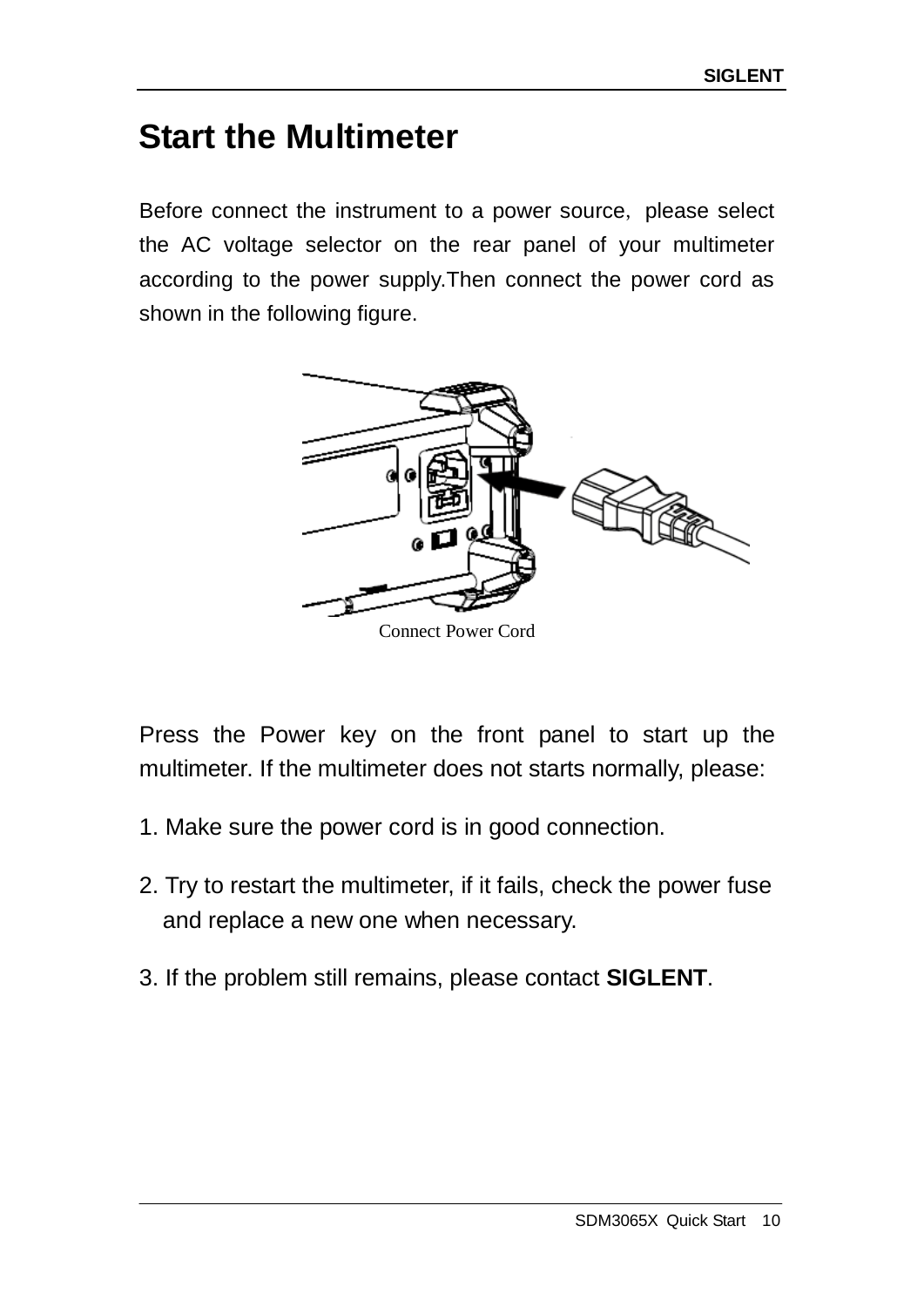# Start the Multimeter

Before connect the instrument to a power source, please select the AC voltage selector on the rear panel of your multimeter according to the power supply.Then connect the power cord as shown in the following figure.

Connect Power Cord

Press the Power key on the front panel to start up the multimeter. If the multimeter does not starts normally, please:

1. Make sure the power cord is in good connection.
2. Try to restart the multimeter, if it fails, check the power fuse and replace a new one when necessary.
3. If the problem still remains, please contact **SIGLENT**.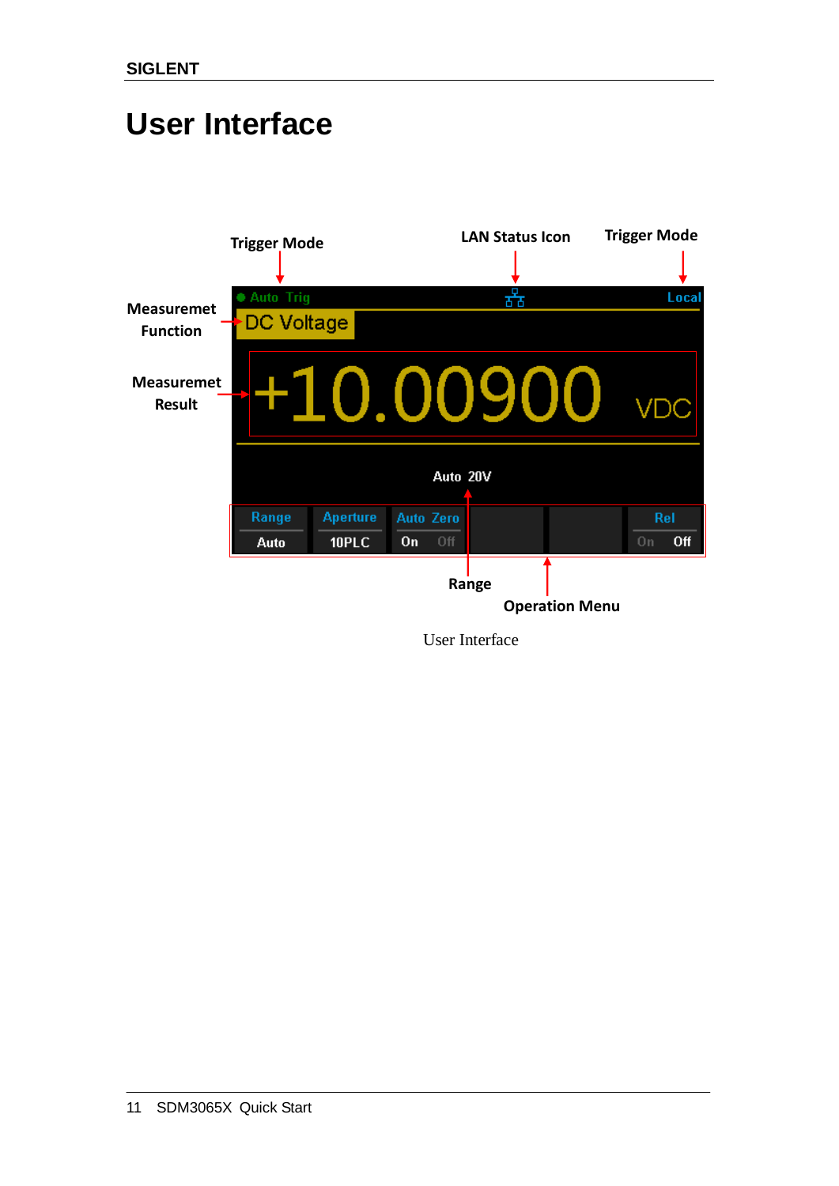# User Interface

Trigger Mode

LAN Status Icon

Trigger Mode

Measuremet Function

Measuremet Result

Auto Trig

Local

DC Voltage

+10.00900 VDC

Auto 20V

| Range | Aperture | Auto Zero | | | Rel |
|---|---|---|---|---|---|
| Auto | 10PLC | On Off | | | On Off |

Range

Operation Menu

User Interface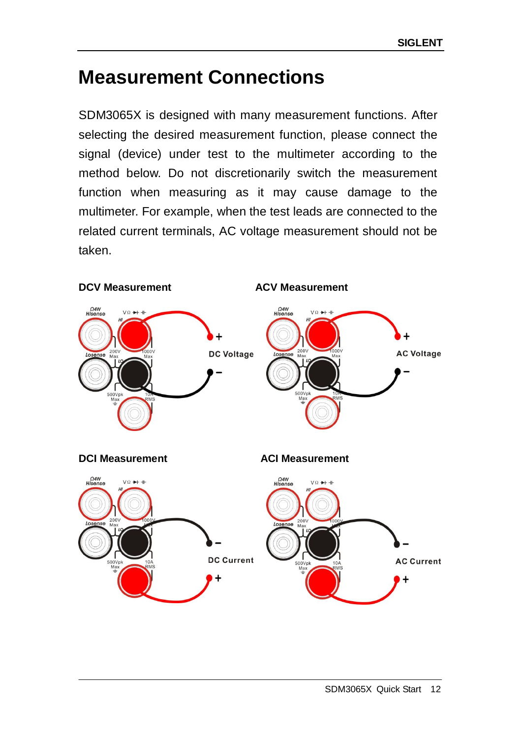# Measurement Connections

SDM3065X is designed with many measurement functions. After selecting the desired measurement function, please connect the signal (device) under test to the multimeter according to the method below. Do not discretionarily switch the measurement function when measuring as it may cause damage to the multimeter. For example, when the test leads are connected to the related current terminals, AC voltage measurement should not be taken.

**DCV Measurement**

**ACV Measurement**

**DCI Measurement**

**ACI Measurement**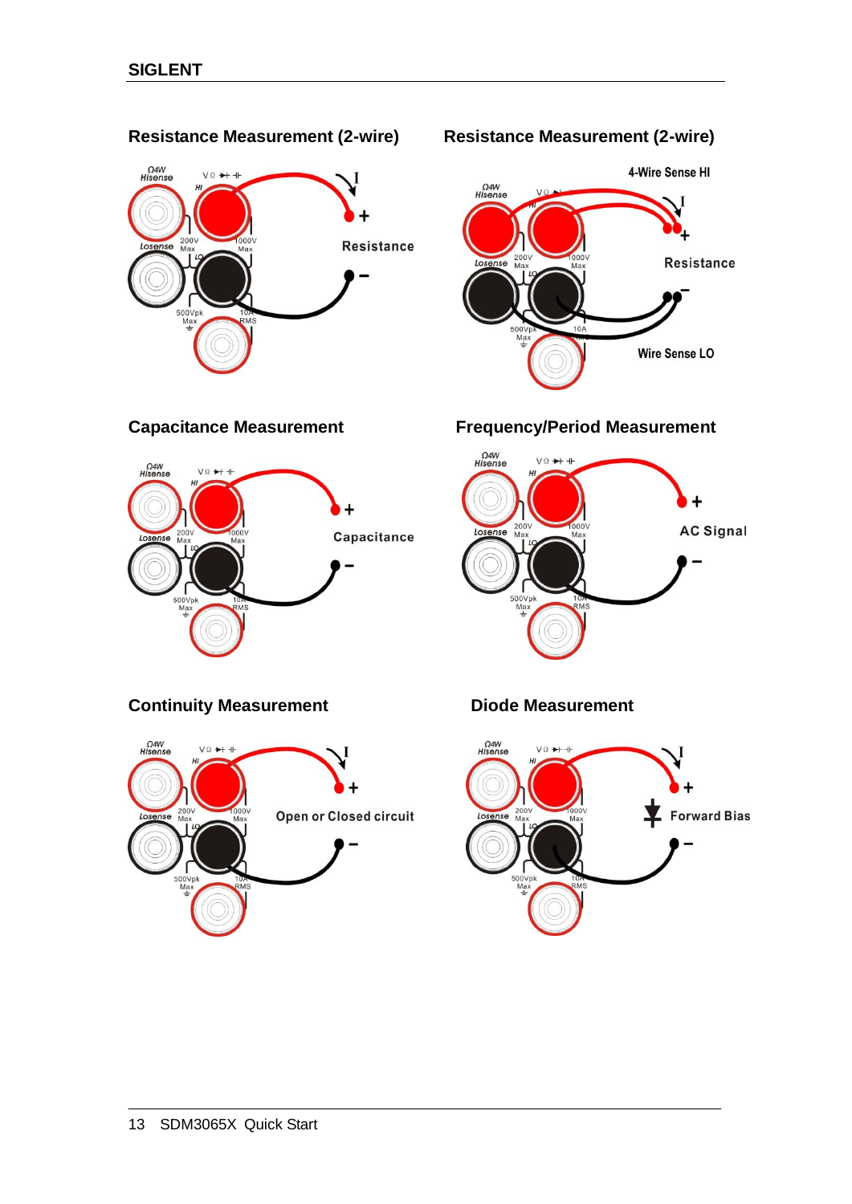## Resistance Measurement (2-wire)

Resistance

## Resistance Measurement (2-wire)

4-Wire Sense HI

Resistance

Wire Sense LO

## Capacitance Measurement

Capacitance

## Frequency/Period Measurement

AC Signal

## Continuity Measurement

Open or Closed circuit

## Diode Measurement

Forward Bias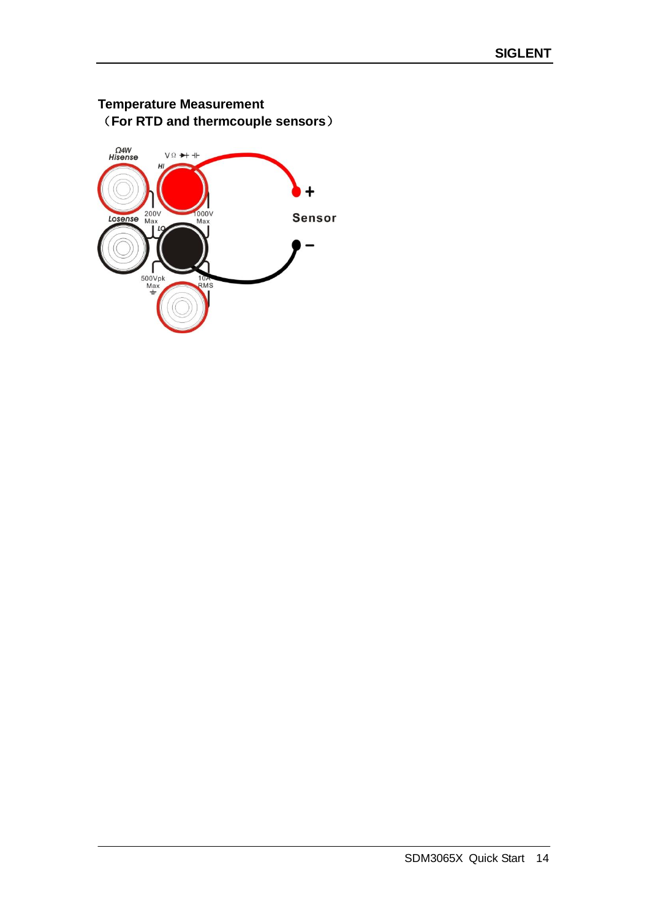**Temperature Measurement**
（**For RTD and thermcouple sensors**）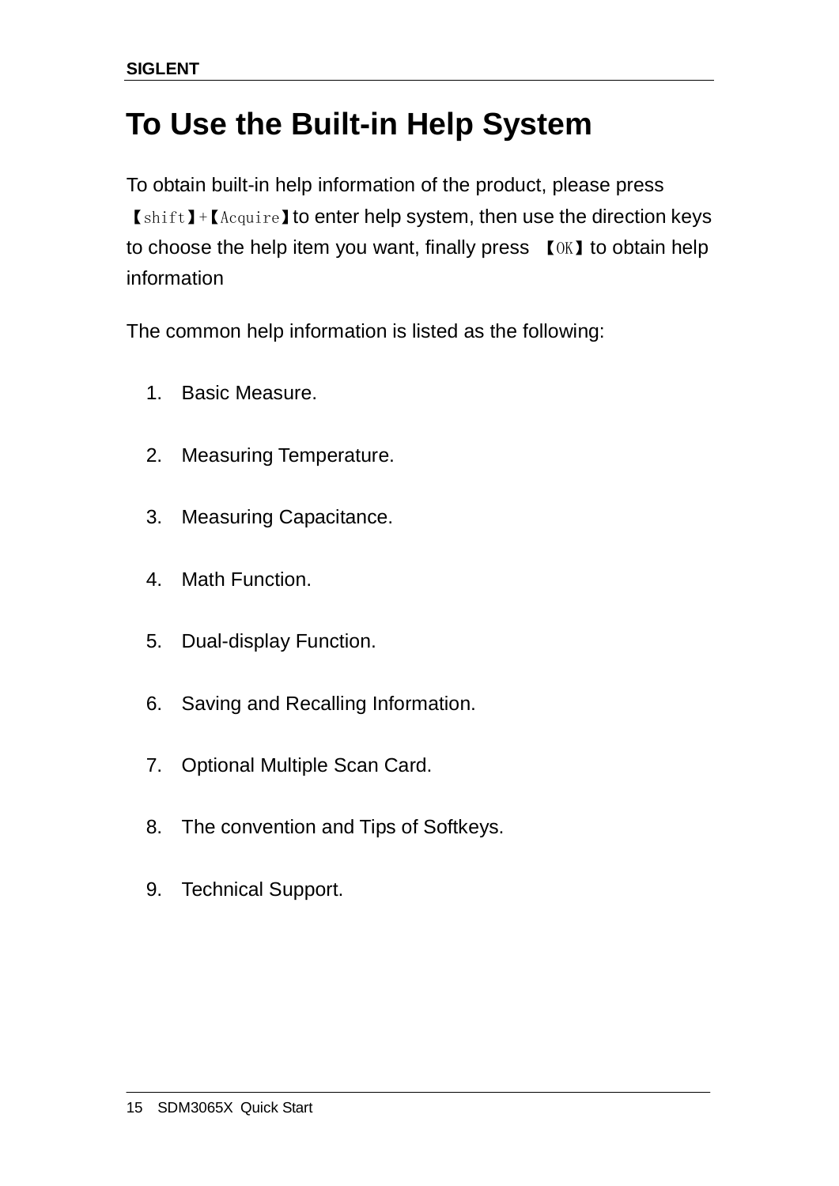# To Use the Built-in Help System

To obtain built-in help information of the product, please press 【shift】+【Acquire】to enter help system, then use the direction keys to choose the help item you want, finally press 【OK】to obtain help information

The common help information is listed as the following:

1. Basic Measure.
2. Measuring Temperature.
3. Measuring Capacitance.
4. Math Function.
5. Dual-display Function.
6. Saving and Recalling Information.
7. Optional Multiple Scan Card.
8. The convention and Tips of Softkeys.
9. Technical Support.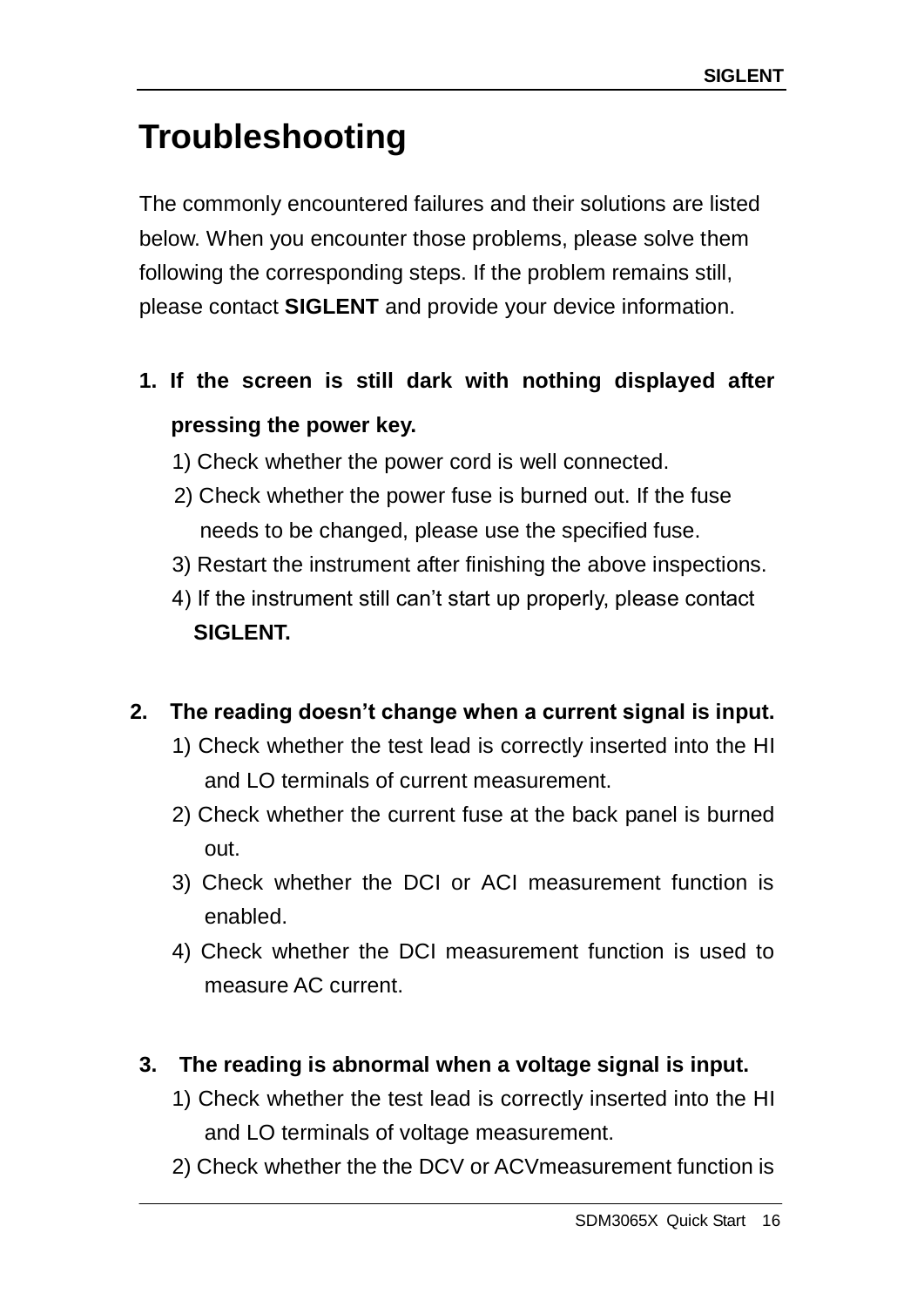# Troubleshooting

The commonly encountered failures and their solutions are listed below. When you encounter those problems, please solve them following the corresponding steps. If the problem remains still, please contact **SIGLENT** and provide your device information.

**1. If the screen is still dark with nothing displayed after pressing the power key.**

1) Check whether the power cord is well connected.
2) Check whether the power fuse is burned out. If the fuse needs to be changed, please use the specified fuse.
3) Restart the instrument after finishing the above inspections.
4) If the instrument still can't start up properly, please contact **SIGLENT.**

**2. The reading doesn't change when a current signal is input.**

1) Check whether the test lead is correctly inserted into the HI and LO terminals of current measurement.
2) Check whether the current fuse at the back panel is burned out.
3) Check whether the DCI or ACI measurement function is enabled.
4) Check whether the DCI measurement function is used to measure AC current.

**3. The reading is abnormal when a voltage signal is input.**

1) Check whether the test lead is correctly inserted into the HI and LO terminals of voltage measurement.
2) Check whether the the DCV or ACVmeasurement function is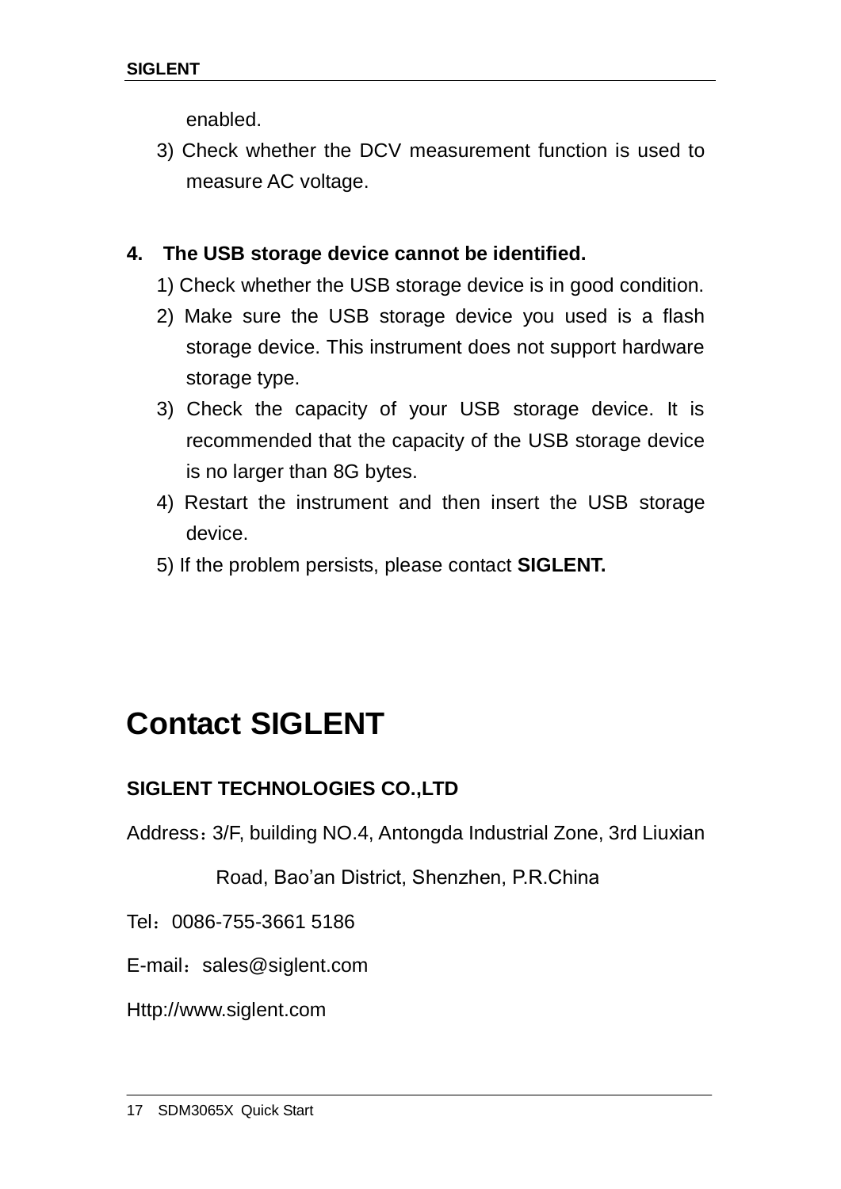enabled.

3) Check whether the DCV measurement function is used to measure AC voltage.

**4. The USB storage device cannot be identified.**

1) Check whether the USB storage device is in good condition.

2) Make sure the USB storage device you used is a flash storage device. This instrument does not support hardware storage type.

3) Check the capacity of your USB storage device. It is recommended that the capacity of the USB storage device is no larger than 8G bytes.

4) Restart the instrument and then insert the USB storage device.

5) If the problem persists, please contact **SIGLENT.**

# Contact SIGLENT

**SIGLENT TECHNOLOGIES CO.,LTD**

Address：3/F, building NO.4, Antongda Industrial Zone, 3rd Liuxian Road, Bao'an District, Shenzhen, P.R.China

Tel：0086-755-3661 5186

E-mail：sales@siglent.com

Http://www.siglent.com